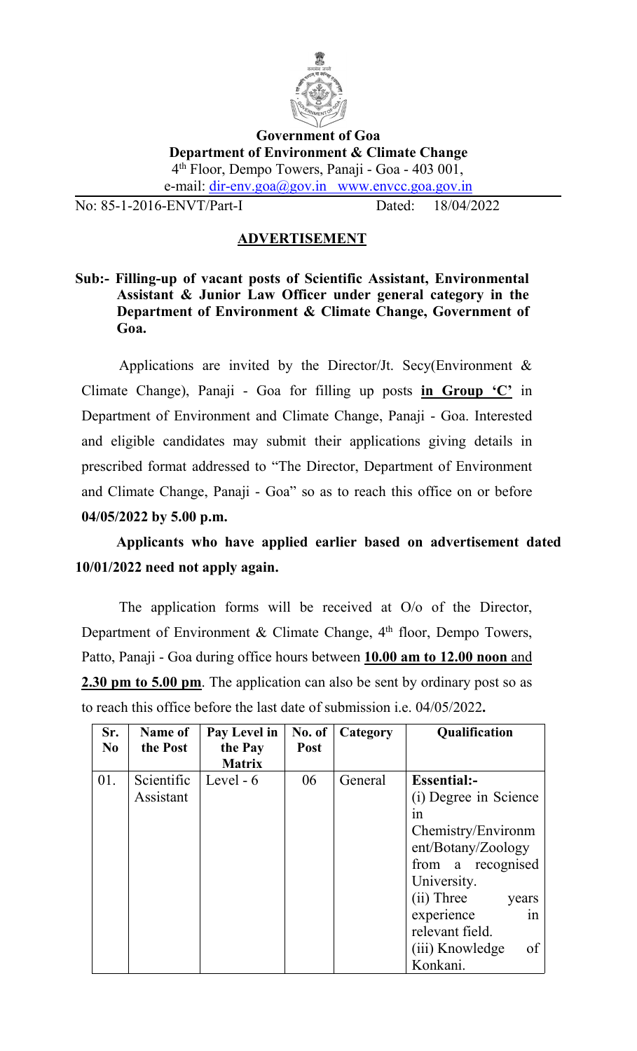**Government of Goa**
**Department of Environment & Climate Change**
4th Floor, Dempo Towers, Panaji - Goa - 403 001,
e-mail: dir-env.goa@gov.in www.envcc.goa.gov.in

No: 85-1-2016-ENVT/Part-I Dated: 18/04/2022

## ADVERTISEMENT

**Sub:- Filling-up of vacant posts of Scientific Assistant, Environmental Assistant & Junior Law Officer under general category in the Department of Environment & Climate Change, Government of Goa.**

Applications are invited by the Director/Jt. Secy(Environment & Climate Change), Panaji - Goa for filling up posts **in Group 'C'** in Department of Environment and Climate Change, Panaji - Goa. Interested and eligible candidates may submit their applications giving details in prescribed format addressed to "The Director, Department of Environment and Climate Change, Panaji - Goa" so as to reach this office on or before **04/05/2022 by 5.00 p.m.**

**Applicants who have applied earlier based on advertisement dated 10/01/2022 need not apply again.**

The application forms will be received at O/o of the Director, Department of Environment & Climate Change, 4th floor, Dempo Towers, Patto, Panaji - Goa during office hours between **10.00 am to 12.00 noon** and **2.30 pm to 5.00 pm**. The application can also be sent by ordinary post so as to reach this office before the last date of submission i.e. 04/05/2022**.**

| Sr. No | Name of the Post | Pay Level in the Pay Matrix | No. of Post | Category | Qualification |
|---|---|---|---|---|---|
| 01. | Scientific Assistant | Level - 6 | 06 | General | **Essential:-**<br>(i) Degree in Science in Chemistry/Environment/Botany/Zoology from a recognised University.<br>(ii) Three years experience in relevant field.<br>(iii) Knowledge of Konkani. |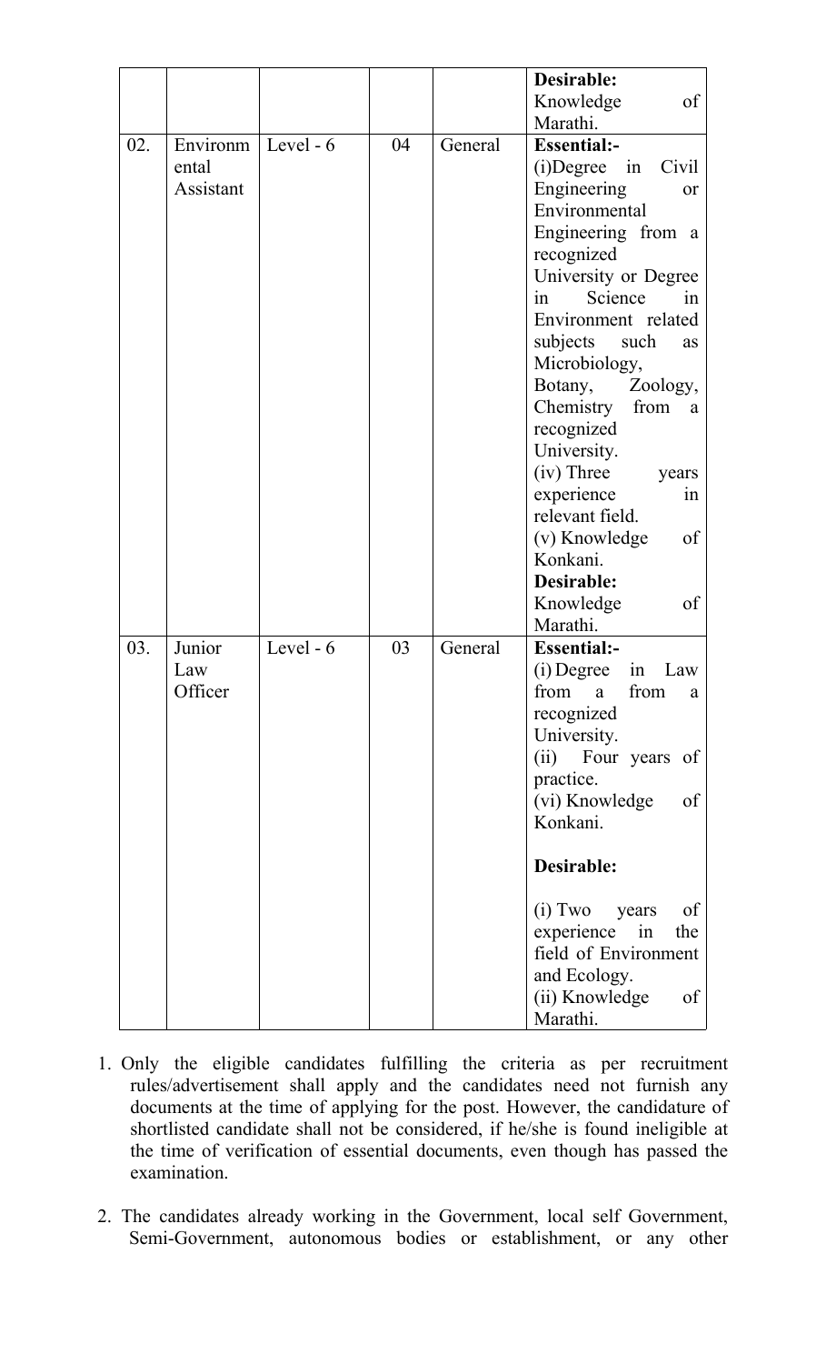|  |  |  |  |  | **Desirable:**<br>Knowledge of Marathi. |
|---|---|---|---|---|---|
| 02. | Environmental Assistant | Level - 6 | 04 | General | **Essential:-**<br>(i)Degree in Civil Engineering or Environmental Engineering from a recognized University or Degree in Science in Environment related subjects such as Microbiology, Botany, Zoology, Chemistry from a recognized University.<br>(iv) Three years experience in relevant field.<br>(v) Knowledge of Konkani.<br>**Desirable:**<br>Knowledge of Marathi. |
| 03. | Junior Law Officer | Level - 6 | 03 | General | **Essential:-**<br>(i) Degree in Law from a from a recognized University.<br>(ii) Four years of practice.<br>(vi) Knowledge of Konkani.<br>**Desirable:**<br>(i) Two years of experience in the field of Environment and Ecology.<br>(ii) Knowledge of Marathi. |

1. Only the eligible candidates fulfilling the criteria as per recruitment rules/advertisement shall apply and the candidates need not furnish any documents at the time of applying for the post. However, the candidature of shortlisted candidate shall not be considered, if he/she is found ineligible at the time of verification of essential documents, even though has passed the examination.

2. The candidates already working in the Government, local self Government, Semi-Government, autonomous bodies or establishment, or any other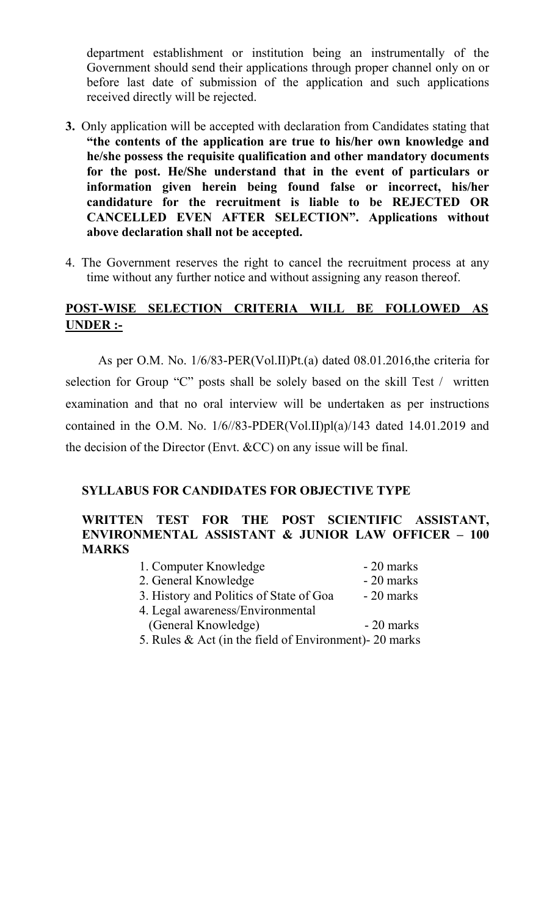department establishment or institution being an instrumentally of the Government should send their applications through proper channel only on or before last date of submission of the application and such applications received directly will be rejected.

3. Only application will be accepted with declaration from Candidates stating that **"the contents of the application are true to his/her own knowledge and he/she possess the requisite qualification and other mandatory documents for the post. He/She understand that in the event of particulars or information given herein being found false or incorrect, his/her candidature for the recruitment is liable to be REJECTED OR CANCELLED EVEN AFTER SELECTION". Applications without above declaration shall not be accepted.**

4. The Government reserves the right to cancel the recruitment process at any time without any further notice and without assigning any reason thereof.

## <u>POST-WISE SELECTION CRITERIA WILL BE FOLLOWED AS UNDER :-</u>

As per O.M. No. 1/6/83-PER(Vol.II)Pt.(a) dated 08.01.2016,the criteria for selection for Group "C" posts shall be solely based on the skill Test / written examination and that no oral interview will be undertaken as per instructions contained in the O.M. No. 1/6//83-PDER(Vol.II)pl(a)/143 dated 14.01.2019 and the decision of the Director (Envt. &CC) on any issue will be final.

### SYLLABUS FOR CANDIDATES FOR OBJECTIVE TYPE

### WRITTEN TEST FOR THE POST SCIENTIFIC ASSISTANT, ENVIRONMENTAL ASSISTANT & JUNIOR LAW OFFICER – 100 MARKS

1. Computer Knowledge - 20 marks
2. General Knowledge - 20 marks
3. History and Politics of State of Goa - 20 marks
4. Legal awareness/Environmental (General Knowledge) - 20 marks
5. Rules & Act (in the field of Environment)- 20 marks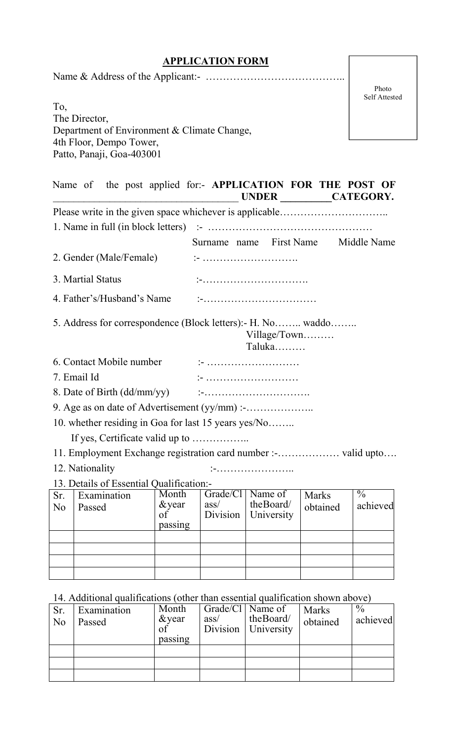## APPLICATION FORM

Name & Address of the Applicant:- …………………………………..

Photo
Self Attested

To,
The Director,
Department of Environment & Climate Change,
4th Floor, Dempo Tower,
Patto, Panaji, Goa-403001

Name of the post applied for:- **APPLICATION FOR THE POST OF \_\_\_\_\_\_\_\_\_\_\_\_\_\_\_\_\_\_\_\_\_\_\_\_\_\_\_\_\_\_\_\_\_\_\_ UNDER \_\_\_\_\_\_\_\_\_CATEGORY.**

Please write in the given space whichever is applicable…………………………..

1. Name in full (in block letters) :- …………………………………………
   Surname name First Name Middle Name
2. Gender (Male/Female) :- ……………………….
3. Martial Status :-………………………….
4. Father's/Husband's Name :-……………………………
5. Address for correspondence (Block letters):- H. No…….. waddo……..
   Village/Town………
   Taluka………
6. Contact Mobile number :- ………………………
7. Email Id :- ………………………
8. Date of Birth (dd/mm/yy) :-………………………….
9. Age as on date of Advertisement (yy/mm) :-………………..
10. whether residing in Goa for last 15 years yes/No……..
    If yes, Certificate valid up to ……………..
11. Employment Exchange registration card number :-……………… valid upto….
12. Nationality :-…………………..
13. Details of Essential Qualification:-

| Sr. No | Examination Passed | Month &year of passing | Grade/Class/ Division | Name of theBoard/ University | Marks obtained | % achieved |
|---|---|---|---|---|---|---|
| | | | | | | |
| | | | | | | |
| | | | | | | |
| | | | | | | |

14. Additional qualifications (other than essential qualification shown above)

| Sr. No | Examination Passed | Month &year of passing | Grade/Class/ Division | Name of theBoard/ University | Marks obtained | % achieved |
|---|---|---|---|---|---|---|
| | | | | | | |
| | | | | | | |
| | | | | | | |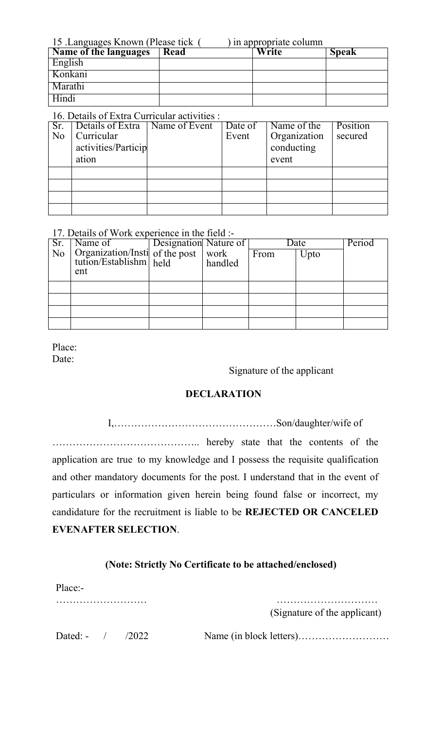15 .Languages Known (Please tick ( ) in appropriate column

| Name of the languages | Read | Write | Speak |
|---|---|---|---|
| English | | | |
| Konkani | | | |
| Marathi | | | |
| Hindi | | | |

16. Details of Extra Curricular activities :

| Sr. No | Details of Extra Curricular activities/Participation | Name of Event | Date of Event | Name of the Organization conducting event | Position secured |
|---|---|---|---|---|---|
| | | | | | |
| | | | | | |
| | | | | | |
| | | | | | |

17. Details of Work experience in the field :-

| Sr. No | Name of Organization/Institution/Establishment | Designation of the post held | Nature of work handled | Date | | Period |
|---|---|---|---|---|---|---|
| | | | | From | Upto | |
| | | | | | | |
| | | | | | | |
| | | | | | | |
| | | | | | | |

Place:

Date:

Signature of the applicant

**DECLARATION**

I,…………………………………………Son/daughter/wife of …………………………………….. hereby state that the contents of the application are true to my knowledge and I possess the requisite qualification and other mandatory documents for the post. I understand that in the event of particulars or information given herein being found false or incorrect, my candidature for the recruitment is liable to be **REJECTED OR CANCELED EVENAFTER SELECTION**.

**(Note: Strictly No Certificate to be attached/enclosed)**

Place:-

………………………

…………………………

(Signature of the applicant)

Dated: - / /2022

Name (in block letters)………………………